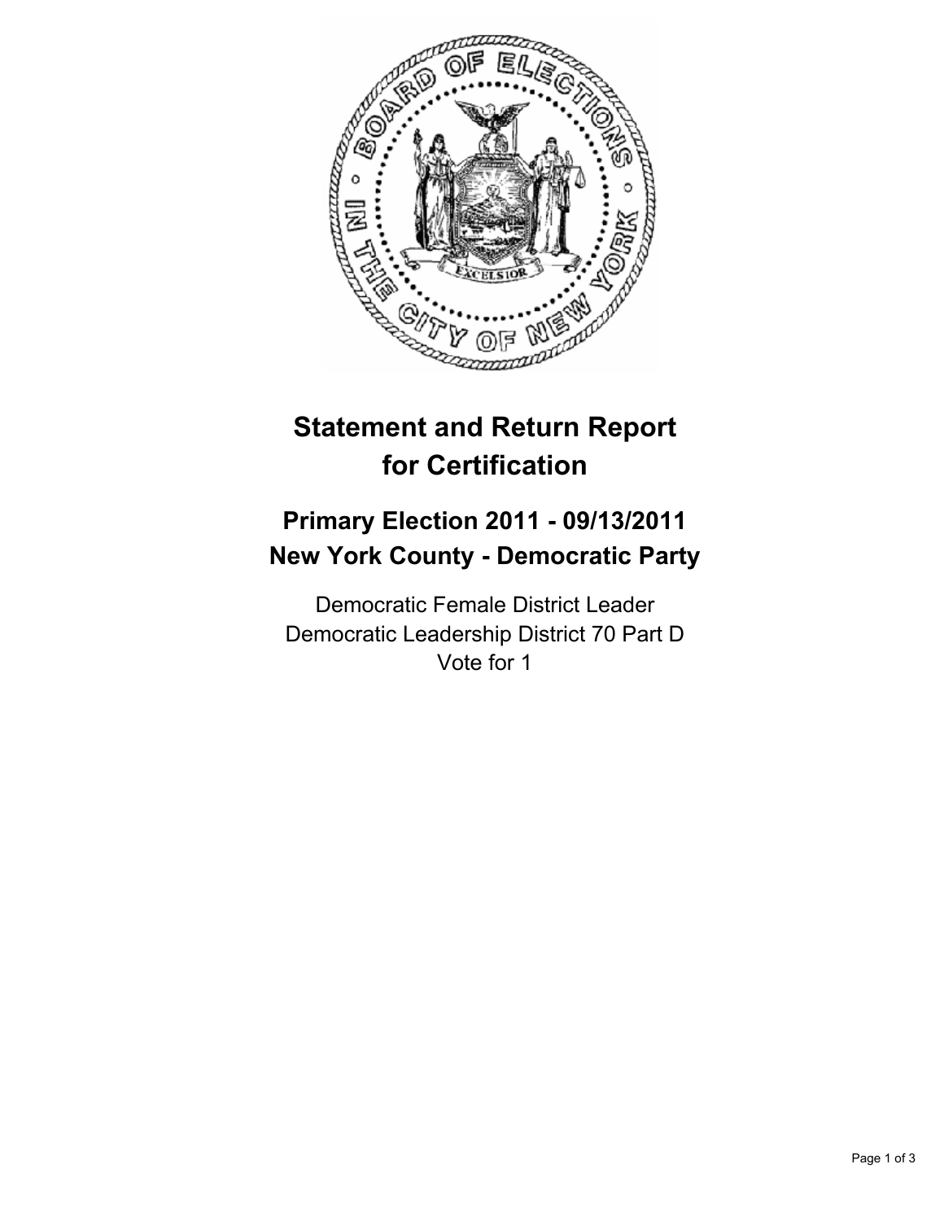# Statement and Return Report for Certification

## Primary Election 2011 - 09/13/2011
## New York County - Democratic Party

Democratic Female District Leader
Democratic Leadership District 70 Part D
Vote for 1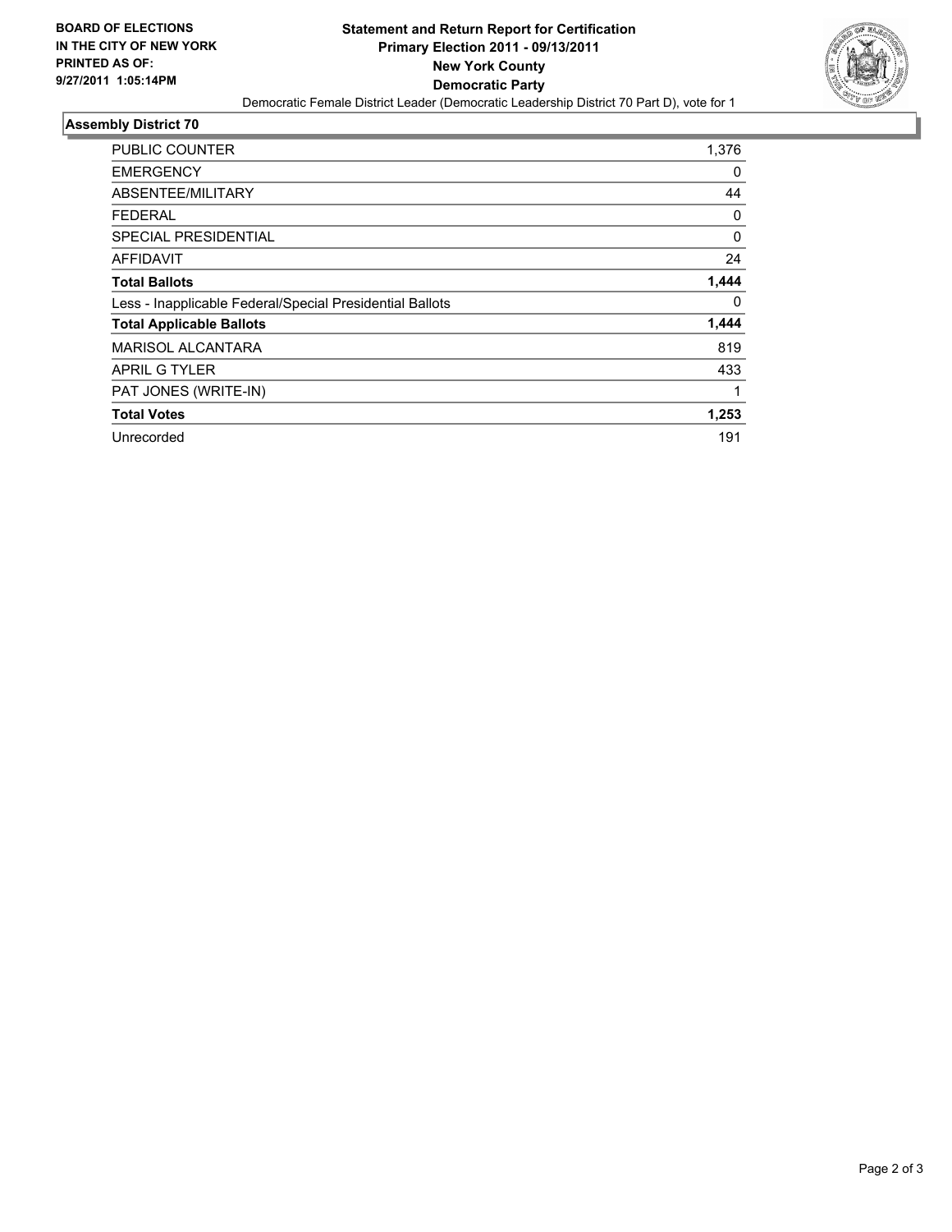**BOARD OF ELECTIONS IN THE CITY OF NEW YORK PRINTED AS OF: 9/27/2011 1:05:14PM**

# Statement and Return Report for Certification
## Primary Election 2011 - 09/13/2011
## New York County
## Democratic Party

Democratic Female District Leader (Democratic Leadership District 70 Part D), vote for 1

### Assembly District 70

| | |
|---|---|
| PUBLIC COUNTER | 1,376 |
| EMERGENCY | 0 |
| ABSENTEE/MILITARY | 44 |
| FEDERAL | 0 |
| SPECIAL PRESIDENTIAL | 0 |
| AFFIDAVIT | 24 |
| **Total Ballots** | **1,444** |
| Less - Inapplicable Federal/Special Presidential Ballots | 0 |
| **Total Applicable Ballots** | **1,444** |
| MARISOL ALCANTARA | 819 |
| APRIL G TYLER | 433 |
| PAT JONES (WRITE-IN) | 1 |
| **Total Votes** | **1,253** |
| Unrecorded | 191 |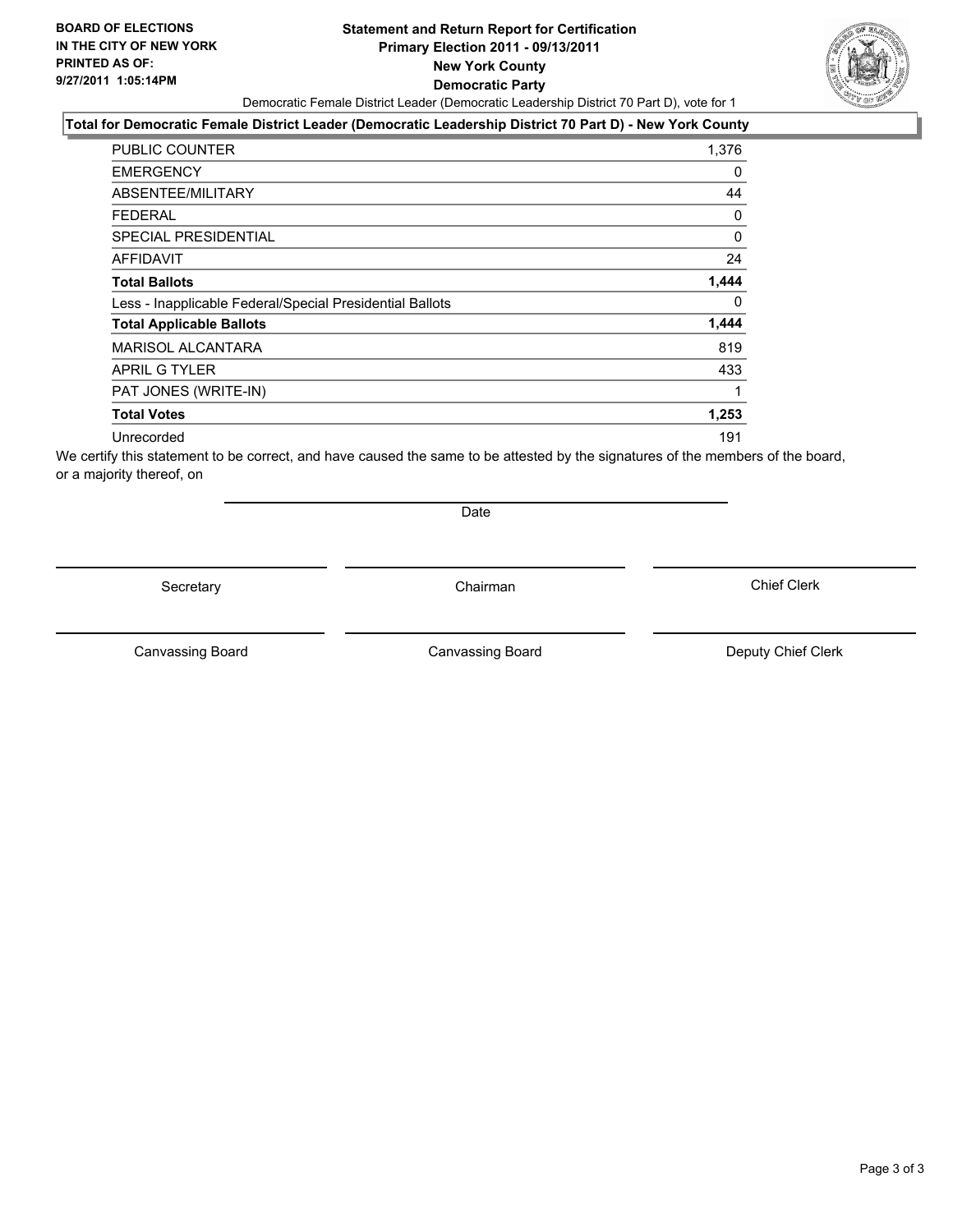**BOARD OF ELECTIONS IN THE CITY OF NEW YORK PRINTED AS OF: 9/27/2011 1:05:14PM**

# Statement and Return Report for Certification
## Primary Election 2011 - 09/13/2011
## New York County
## Democratic Party

Democratic Female District Leader (Democratic Leadership District 70 Part D), vote for 1

**Total for Democratic Female District Leader (Democratic Leadership District 70 Part D) - New York County**

| | |
|---|---|
| PUBLIC COUNTER | 1,376 |
| EMERGENCY | 0 |
| ABSENTEE/MILITARY | 44 |
| FEDERAL | 0 |
| SPECIAL PRESIDENTIAL | 0 |
| AFFIDAVIT | 24 |
| **Total Ballots** | **1,444** |
| Less - Inapplicable Federal/Special Presidential Ballots | 0 |
| **Total Applicable Ballots** | **1,444** |
| MARISOL ALCANTARA | 819 |
| APRIL G TYLER | 433 |
| PAT JONES (WRITE-IN) | 1 |
| **Total Votes** | **1,253** |
| Unrecorded | 191 |

We certify this statement to be correct, and have caused the same to be attested by the signatures of the members of the board, or a majority thereof, on

Date

Secretary

Chairman

Chief Clerk

Canvassing Board

Canvassing Board

Deputy Chief Clerk